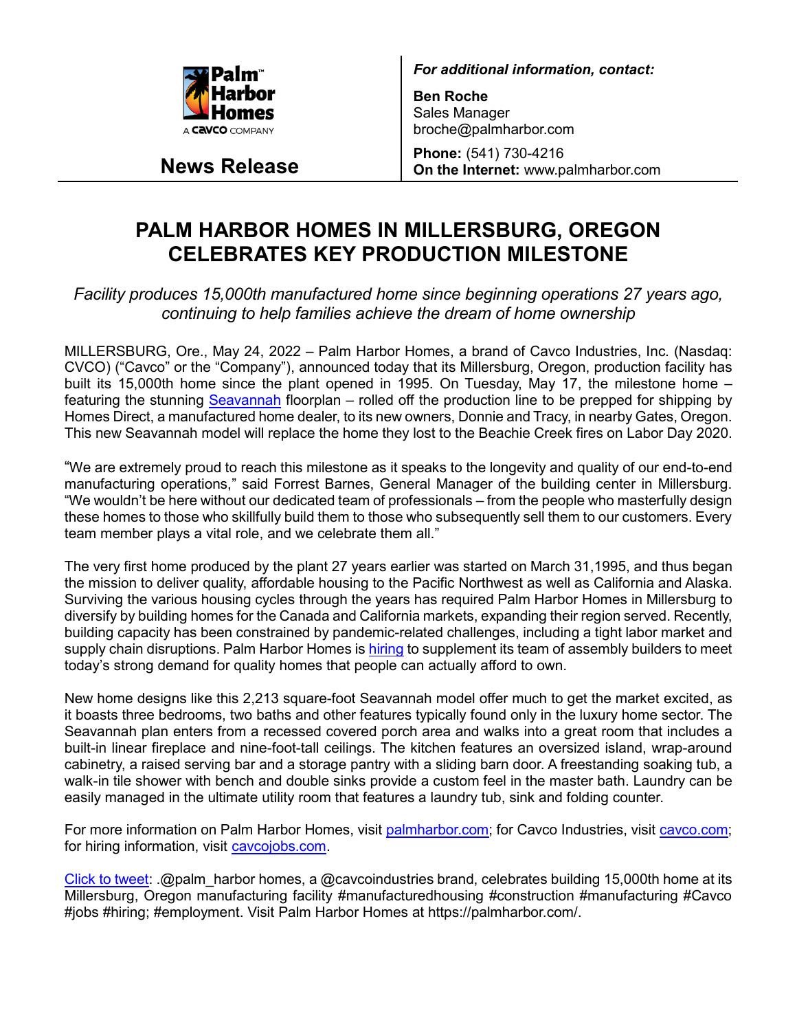Palm Harbor Homes
A CAVCO COMPANY

**News Release**

*For additional information, contact:*

**Ben Roche**
Sales Manager
broche@palmharbor.com

**Phone:** (541) 730-4216
**On the Internet:** www.palmharbor.com

# PALM HARBOR HOMES IN MILLERSBURG, OREGON CELEBRATES KEY PRODUCTION MILESTONE

*Facility produces 15,000th manufactured home since beginning operations 27 years ago, continuing to help families achieve the dream of home ownership*

MILLERSBURG, Ore., May 24, 2022 – Palm Harbor Homes, a brand of Cavco Industries, Inc. (Nasdaq: CVCO) ("Cavco" or the "Company"), announced today that its Millersburg, Oregon, production facility has built its 15,000th home since the plant opened in 1995. On Tuesday, May 17, the milestone home – featuring the stunning Seavannah floorplan – rolled off the production line to be prepped for shipping by Homes Direct, a manufactured home dealer, to its new owners, Donnie and Tracy, in nearby Gates, Oregon. This new Seavannah model will replace the home they lost to the Beachie Creek fires on Labor Day 2020.

"We are extremely proud to reach this milestone as it speaks to the longevity and quality of our end-to-end manufacturing operations," said Forrest Barnes, General Manager of the building center in Millersburg. "We wouldn't be here without our dedicated team of professionals – from the people who masterfully design these homes to those who skillfully build them to those who subsequently sell them to our customers. Every team member plays a vital role, and we celebrate them all."

The very first home produced by the plant 27 years earlier was started on March 31,1995, and thus began the mission to deliver quality, affordable housing to the Pacific Northwest as well as California and Alaska. Surviving the various housing cycles through the years has required Palm Harbor Homes in Millersburg to diversify by building homes for the Canada and California markets, expanding their region served. Recently, building capacity has been constrained by pandemic-related challenges, including a tight labor market and supply chain disruptions. Palm Harbor Homes is hiring to supplement its team of assembly builders to meet today's strong demand for quality homes that people can actually afford to own.

New home designs like this 2,213 square-foot Seavannah model offer much to get the market excited, as it boasts three bedrooms, two baths and other features typically found only in the luxury home sector. The Seavannah plan enters from a recessed covered porch area and walks into a great room that includes a built-in linear fireplace and nine-foot-tall ceilings. The kitchen features an oversized island, wrap-around cabinetry, a raised serving bar and a storage pantry with a sliding barn door. A freestanding soaking tub, a walk-in tile shower with bench and double sinks provide a custom feel in the master bath. Laundry can be easily managed in the ultimate utility room that features a laundry tub, sink and folding counter.

For more information on Palm Harbor Homes, visit palmharbor.com; for Cavco Industries, visit cavco.com; for hiring information, visit cavcojobs.com.

Click to tweet: .@palm_harbor homes, a @cavcoindustries brand, celebrates building 15,000th home at its Millersburg, Oregon manufacturing facility #manufacturedhousing #construction #manufacturing #Cavco #jobs #hiring; #employment. Visit Palm Harbor Homes at https://palmharbor.com/.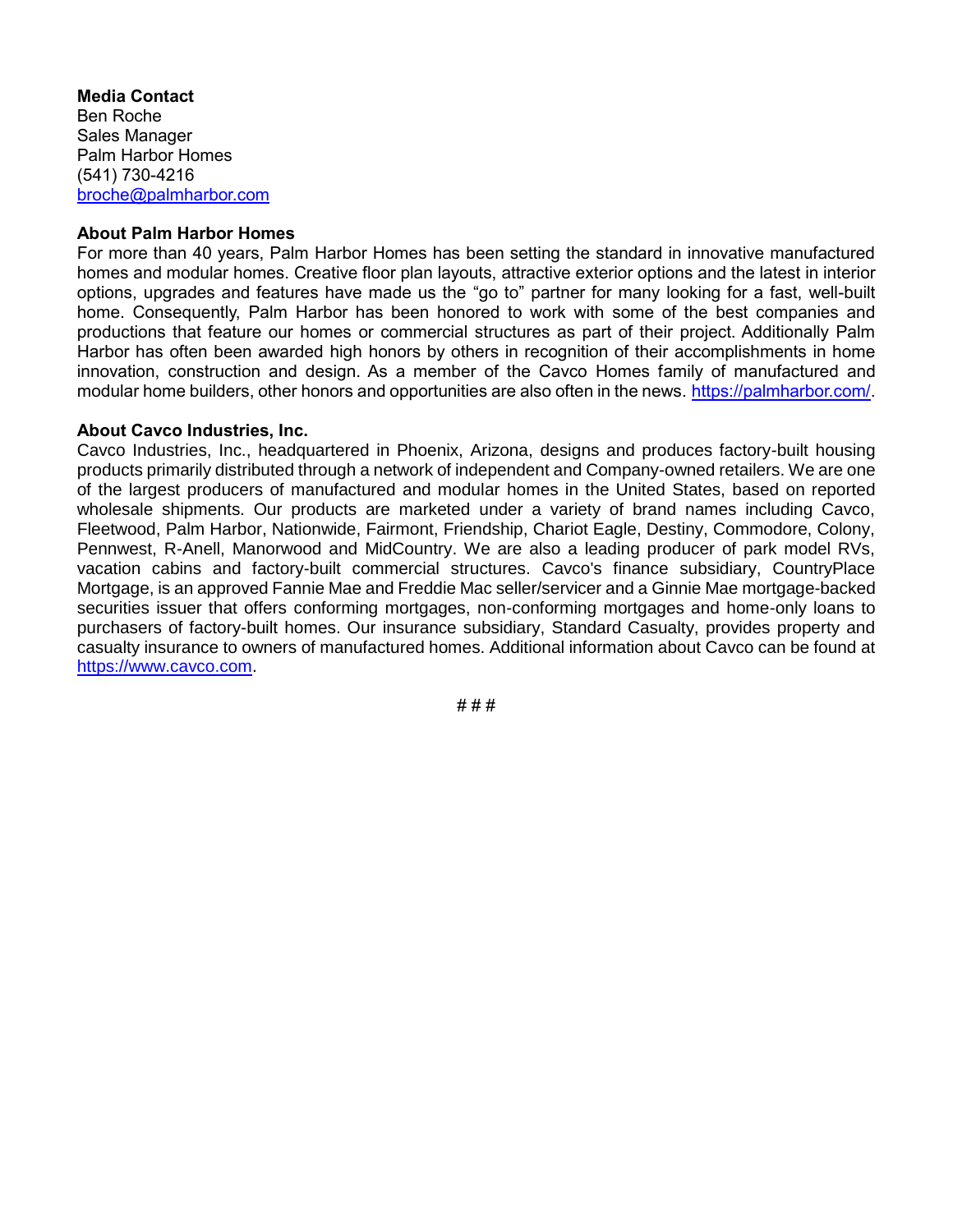**Media Contact**
Ben Roche
Sales Manager
Palm Harbor Homes
(541) 730-4216
broche@palmharbor.com

**About Palm Harbor Homes**

For more than 40 years, Palm Harbor Homes has been setting the standard in innovative manufactured homes and modular homes. Creative floor plan layouts, attractive exterior options and the latest in interior options, upgrades and features have made us the "go to" partner for many looking for a fast, well-built home. Consequently, Palm Harbor has been honored to work with some of the best companies and productions that feature our homes or commercial structures as part of their project. Additionally Palm Harbor has often been awarded high honors by others in recognition of their accomplishments in home innovation, construction and design. As a member of the Cavco Homes family of manufactured and modular home builders, other honors and opportunities are also often in the news. https://palmharbor.com/.

**About Cavco Industries, Inc.**

Cavco Industries, Inc., headquartered in Phoenix, Arizona, designs and produces factory-built housing products primarily distributed through a network of independent and Company-owned retailers. We are one of the largest producers of manufactured and modular homes in the United States, based on reported wholesale shipments. Our products are marketed under a variety of brand names including Cavco, Fleetwood, Palm Harbor, Nationwide, Fairmont, Friendship, Chariot Eagle, Destiny, Commodore, Colony, Pennwest, R-Anell, Manorwood and MidCountry. We are also a leading producer of park model RVs, vacation cabins and factory-built commercial structures. Cavco's finance subsidiary, CountryPlace Mortgage, is an approved Fannie Mae and Freddie Mac seller/servicer and a Ginnie Mae mortgage-backed securities issuer that offers conforming mortgages, non-conforming mortgages and home-only loans to purchasers of factory-built homes. Our insurance subsidiary, Standard Casualty, provides property and casualty insurance to owners of manufactured homes. Additional information about Cavco can be found at https://www.cavco.com.

# # #